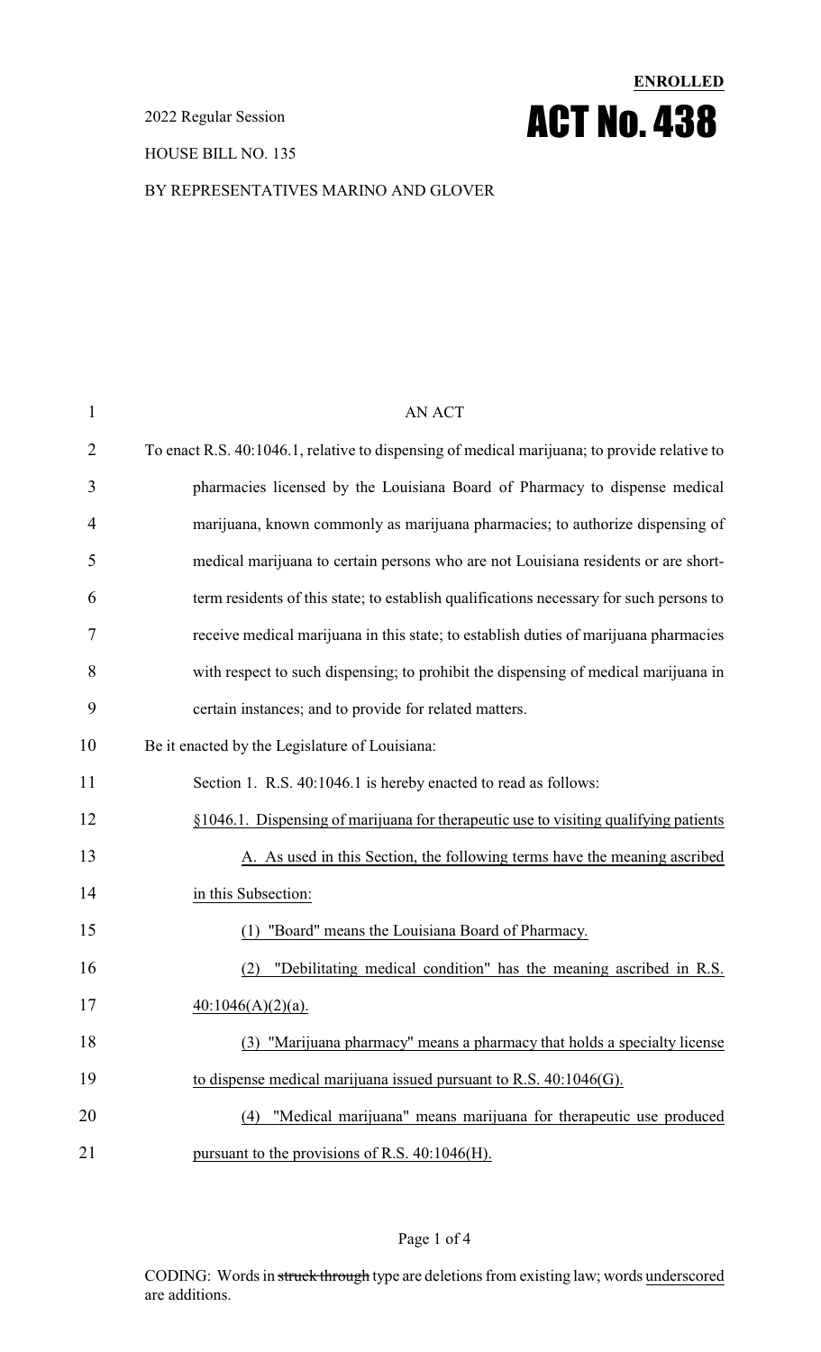**ENROLLED**

2022 Regular Session

# ACT No. 438

HOUSE BILL NO. 135

BY REPRESENTATIVES MARINO AND GLOVER

AN ACT

To enact R.S. 40:1046.1, relative to dispensing of medical marijuana; to provide relative to pharmacies licensed by the Louisiana Board of Pharmacy to dispense medical marijuana, known commonly as marijuana pharmacies; to authorize dispensing of medical marijuana to certain persons who are not Louisiana residents or are short-term residents of this state; to establish qualifications necessary for such persons to receive medical marijuana in this state; to establish duties of marijuana pharmacies with respect to such dispensing; to prohibit the dispensing of medical marijuana in certain instances; and to provide for related matters.

Be it enacted by the Legislature of Louisiana:

Section 1. R.S. 40:1046.1 is hereby enacted to read as follows:

§1046.1. Dispensing of marijuana for therapeutic use to visiting qualifying patients

A. As used in this Section, the following terms have the meaning ascribed in this Subsection:

(1) "Board" means the Louisiana Board of Pharmacy.

(2) "Debilitating medical condition" has the meaning ascribed in R.S. 40:1046(A)(2)(a).

(3) "Marijuana pharmacy" means a pharmacy that holds a specialty license to dispense medical marijuana issued pursuant to R.S. 40:1046(G).

(4) "Medical marijuana" means marijuana for therapeutic use produced pursuant to the provisions of R.S. 40:1046(H).

CODING: Words in ~~struck through~~ type are deletions from existing law; words underscored are additions.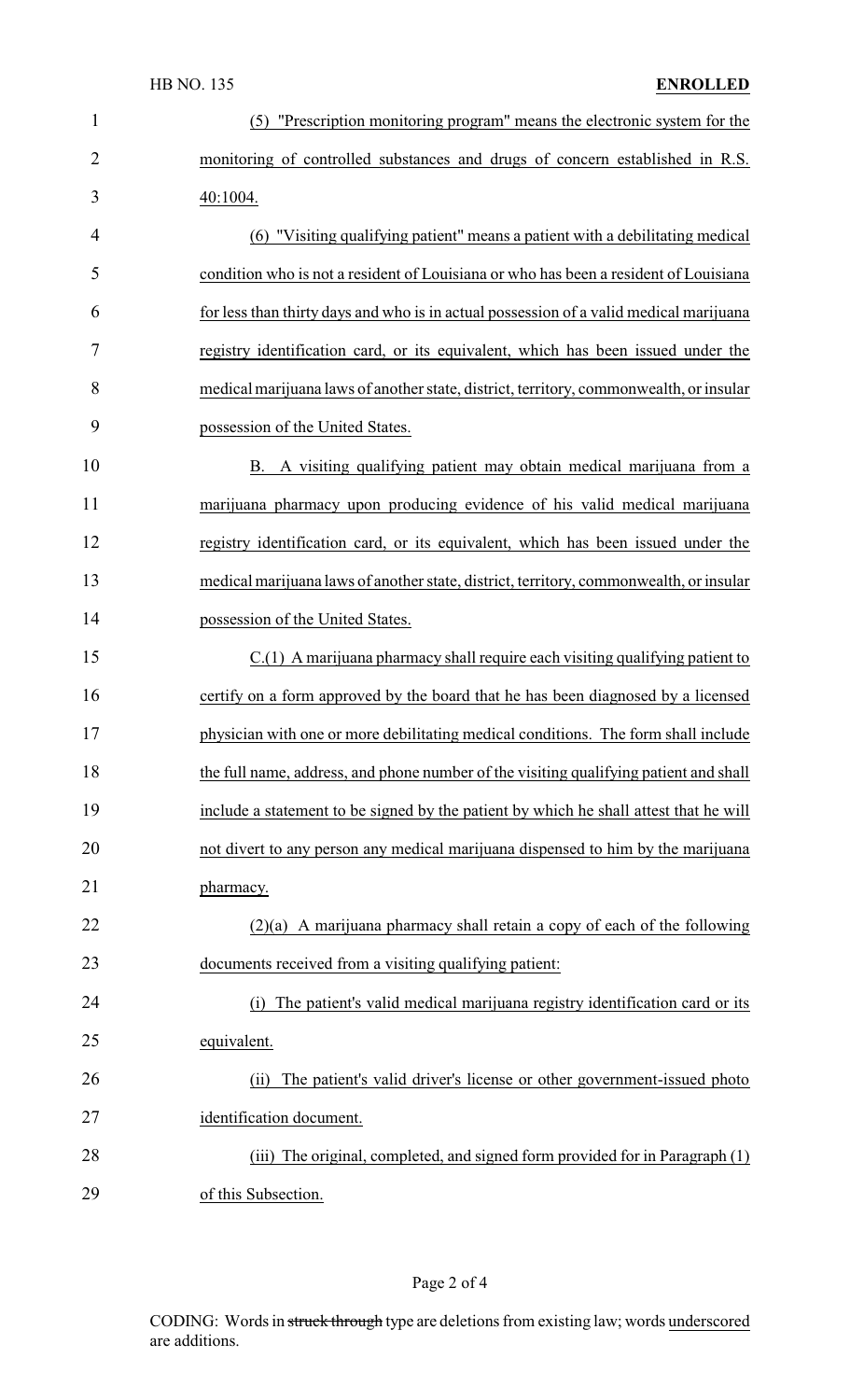(5) "Prescription monitoring program" means the electronic system for the monitoring of controlled substances and drugs of concern established in R.S. 40:1004.

(6) "Visiting qualifying patient" means a patient with a debilitating medical condition who is not a resident of Louisiana or who has been a resident of Louisiana for less than thirty days and who is in actual possession of a valid medical marijuana registry identification card, or its equivalent, which has been issued under the medical marijuana laws of another state, district, territory, commonwealth, or insular possession of the United States.

B. A visiting qualifying patient may obtain medical marijuana from a marijuana pharmacy upon producing evidence of his valid medical marijuana registry identification card, or its equivalent, which has been issued under the medical marijuana laws of another state, district, territory, commonwealth, or insular possession of the United States.

C.(1) A marijuana pharmacy shall require each visiting qualifying patient to certify on a form approved by the board that he has been diagnosed by a licensed physician with one or more debilitating medical conditions. The form shall include the full name, address, and phone number of the visiting qualifying patient and shall include a statement to be signed by the patient by which he shall attest that he will not divert to any person any medical marijuana dispensed to him by the marijuana pharmacy.

(2)(a) A marijuana pharmacy shall retain a copy of each of the following documents received from a visiting qualifying patient:

(i) The patient's valid medical marijuana registry identification card or its equivalent.

(ii) The patient's valid driver's license or other government-issued photo identification document.

(iii) The original, completed, and signed form provided for in Paragraph (1) of this Subsection.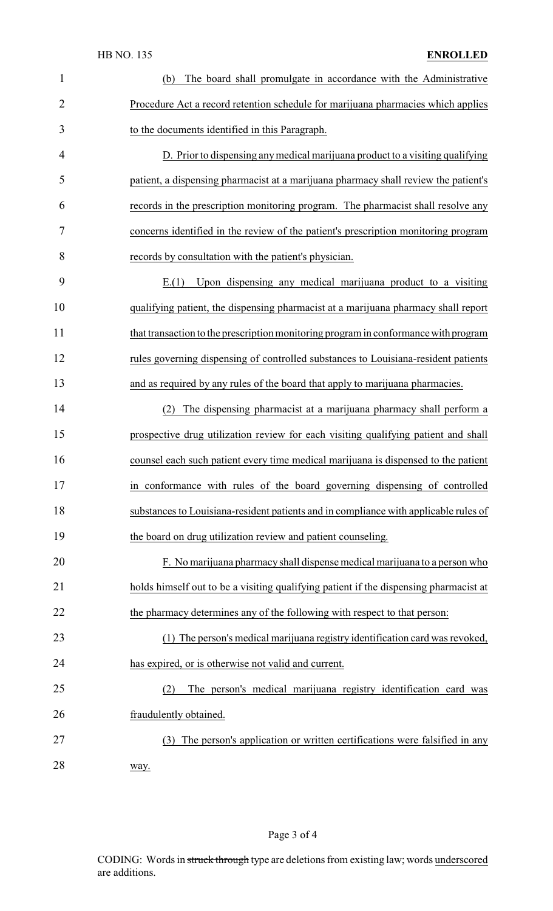(b) The board shall promulgate in accordance with the Administrative Procedure Act a record retention schedule for marijuana pharmacies which applies to the documents identified in this Paragraph.

D. Prior to dispensing any medical marijuana product to a visiting qualifying patient, a dispensing pharmacist at a marijuana pharmacy shall review the patient's records in the prescription monitoring program. The pharmacist shall resolve any concerns identified in the review of the patient's prescription monitoring program records by consultation with the patient's physician.

E.(1) Upon dispensing any medical marijuana product to a visiting qualifying patient, the dispensing pharmacist at a marijuana pharmacy shall report that transaction to the prescription monitoring program in conformance with program rules governing dispensing of controlled substances to Louisiana-resident patients and as required by any rules of the board that apply to marijuana pharmacies.

(2) The dispensing pharmacist at a marijuana pharmacy shall perform a prospective drug utilization review for each visiting qualifying patient and shall counsel each such patient every time medical marijuana is dispensed to the patient in conformance with rules of the board governing dispensing of controlled substances to Louisiana-resident patients and in compliance with applicable rules of the board on drug utilization review and patient counseling.

F. No marijuana pharmacy shall dispense medical marijuana to a person who holds himself out to be a visiting qualifying patient if the dispensing pharmacist at the pharmacy determines any of the following with respect to that person:

(1) The person's medical marijuana registry identification card was revoked, has expired, or is otherwise not valid and current.

(2) The person's medical marijuana registry identification card was fraudulently obtained.

(3) The person's application or written certifications were falsified in any way.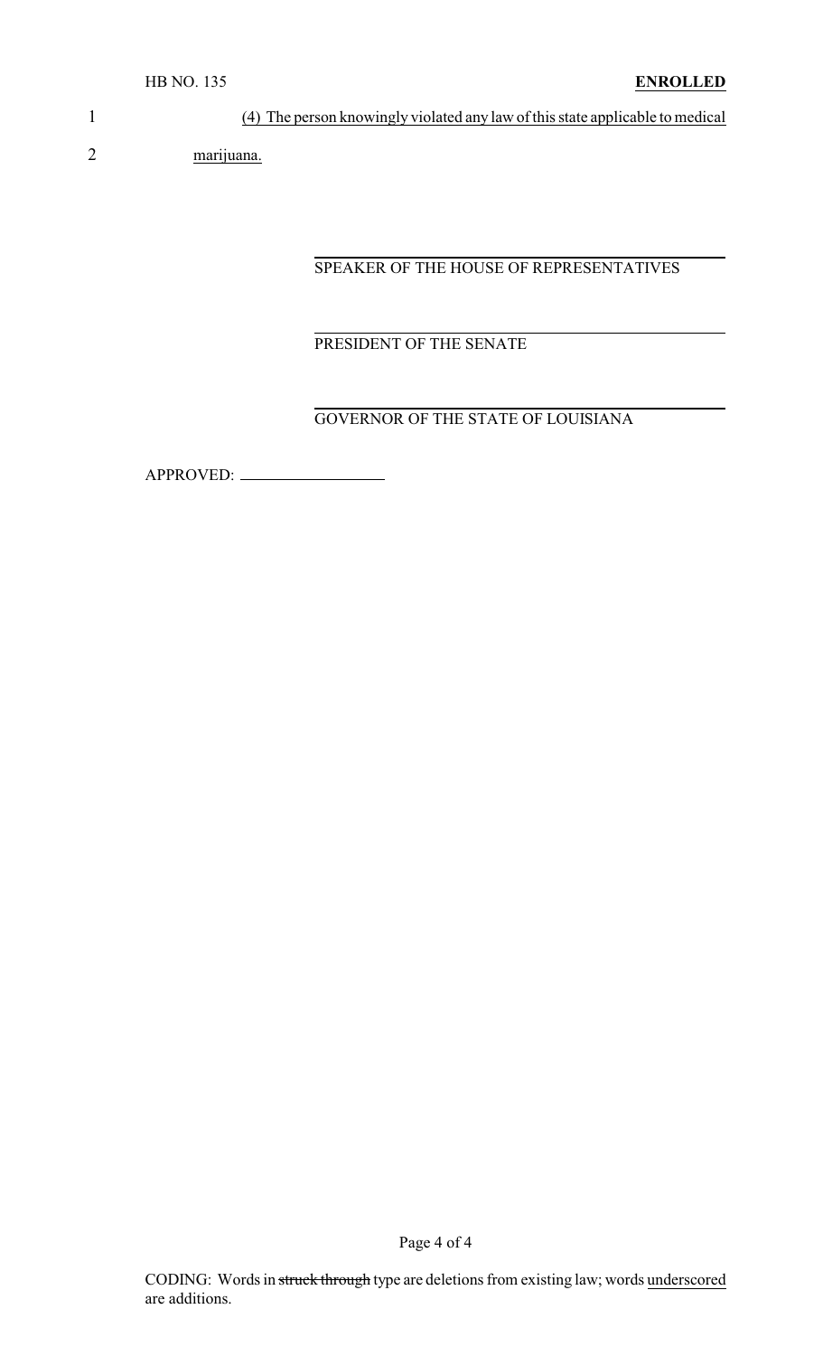<u>(4) The person knowingly violated any law of this state applicable to medical marijuana.</u>

SPEAKER OF THE HOUSE OF REPRESENTATIVES

PRESIDENT OF THE SENATE

GOVERNOR OF THE STATE OF LOUISIANA

APPROVED: \_\_\_\_\_\_\_\_\_\_\_\_\_\_\_\_\_\_

CODING: Words in ~~struck through~~ type are deletions from existing law; words <u>underscored</u> are additions.